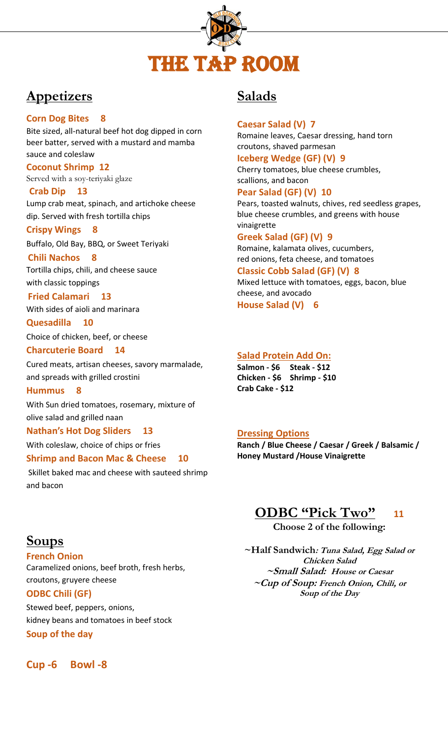# THE TAP ROOM

## Appetizers

**Corn Dog Bites 8**
Bite sized, all-natural beef hot dog dipped in corn beer batter, served with a mustard and mamba sauce and coleslaw

**Coconut Shrimp 12**
Served with a soy-teriyaki glaze

**Crab Dip 13**
Lump crab meat, spinach, and artichoke cheese dip. Served with fresh tortilla chips

**Crispy Wings 8**
Buffalo, Old Bay, BBQ, or Sweet Teriyaki

**Chili Nachos 8**
Tortilla chips, chili, and cheese sauce with classic toppings

**Fried Calamari 13**
With sides of aioli and marinara

**Quesadilla 10**
Choice of chicken, beef, or cheese

**Charcuterie Board 14**
Cured meats, artisan cheeses, savory marmalade, and spreads with grilled crostini

**Hummus 8**
With Sun dried tomatoes, rosemary, mixture of olive salad and grilled naan

**Nathan's Hot Dog Sliders 13**
With coleslaw, choice of chips or fries

**Shrimp and Bacon Mac & Cheese 10**
Skillet baked mac and cheese with sauteed shrimp and bacon

## Soups

**French Onion**
Caramelized onions, beef broth, fresh herbs, croutons, gruyere cheese

**ODBC Chili (GF)**
Stewed beef, peppers, onions, kidney beans and tomatoes in beef stock

**Soup of the day**

**Cup -6 Bowl -8**

## Salads

**Caesar Salad (V) 7**
Romaine leaves, Caesar dressing, hand torn croutons, shaved parmesan

**Iceberg Wedge (GF) (V) 9**
Cherry tomatoes, blue cheese crumbles, scallions, and bacon

**Pear Salad (GF) (V) 10**
Pears, toasted walnuts, chives, red seedless grapes, blue cheese crumbles, and greens with house vinaigrette

**Greek Salad (GF) (V) 9**
Romaine, kalamata olives, cucumbers, red onions, feta cheese, and tomatoes

**Classic Cobb Salad (GF) (V) 8**
Mixed lettuce with tomatoes, eggs, bacon, blue cheese, and avocado

**House Salad (V) 6**

### Salad Protein Add On:

**Salmon - $6 Steak - $12**
**Chicken - $6 Shrimp - $10**
**Crab Cake - $12**

### Dressing Options

**Ranch / Blue Cheese / Caesar / Greek / Balsamic / Honey Mustard /House Vinaigrette**

## ODBC "Pick Two" 11

**Choose 2 of the following:**

~**Half Sandwich**: *Tuna Salad, Egg Salad or Chicken Salad*
~***Small Salad:*** *House or Caesar*
~***Cup of Soup:*** *French Onion, Chili, or Soup of the Day*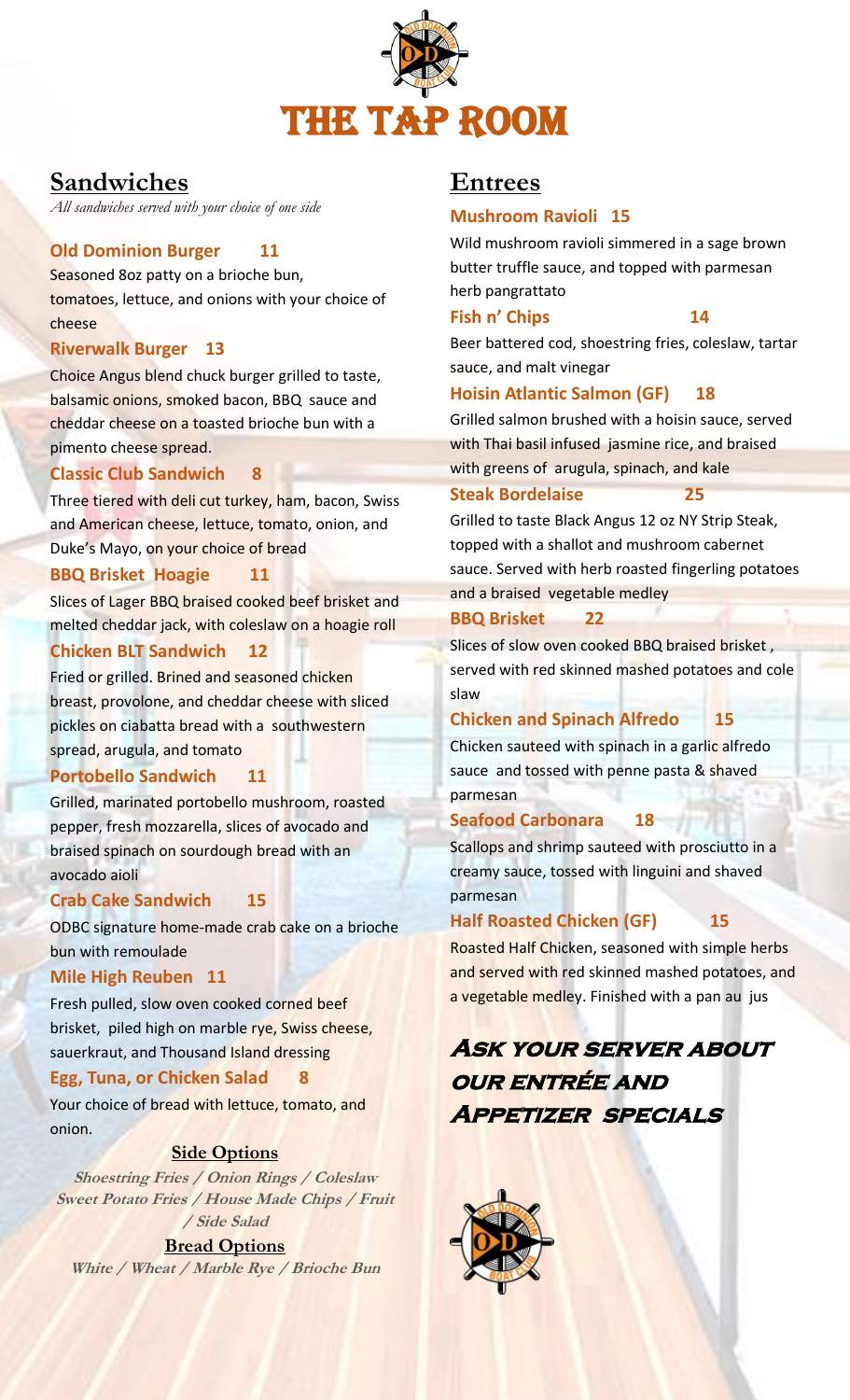# THE TAP ROOM

## Sandwiches

*All sandwiches served with your choice of one side*

### Old Dominion Burger 11

Seasoned 8oz patty on a brioche bun, tomatoes, lettuce, and onions with your choice of cheese

### Riverwalk Burger 13

Choice Angus blend chuck burger grilled to taste, balsamic onions, smoked bacon, BBQ sauce and cheddar cheese on a toasted brioche bun with a pimento cheese spread.

### Classic Club Sandwich 8

Three tiered with deli cut turkey, ham, bacon, Swiss and American cheese, lettuce, tomato, onion, and Duke's Mayo, on your choice of bread

### BBQ Brisket Hoagie 11

Slices of Lager BBQ braised cooked beef brisket and melted cheddar jack, with coleslaw on a hoagie roll

### Chicken BLT Sandwich 12

Fried or grilled. Brined and seasoned chicken breast, provolone, and cheddar cheese with sliced pickles on ciabatta bread with a southwestern spread, arugula, and tomato

### Portobello Sandwich 11

Grilled, marinated portobello mushroom, roasted pepper, fresh mozzarella, slices of avocado and braised spinach on sourdough bread with an avocado aioli

### Crab Cake Sandwich 15

ODBC signature home-made crab cake on a brioche bun with remoulade

### Mile High Reuben 11

Fresh pulled, slow oven cooked corned beef brisket, piled high on marble rye, Swiss cheese, sauerkraut, and Thousand Island dressing

### Egg, Tuna, or Chicken Salad 8

Your choice of bread with lettuce, tomato, and onion.

**Side Options**

**Shoestring Fries / Onion Rings / Coleslaw / Sweet Potato Fries / House Made Chips / Fruit / Side Salad**

**Bread Options**

**White / Wheat / Marble Rye / Brioche Bun**

## Entrees

### Mushroom Ravioli 15

Wild mushroom ravioli simmered in a sage brown butter truffle sauce, and topped with parmesan herb pangrattato

### Fish n' Chips 14

Beer battered cod, shoestring fries, coleslaw, tartar sauce, and malt vinegar

### Hoisin Atlantic Salmon (GF) 18

Grilled salmon brushed with a hoisin sauce, served with Thai basil infused jasmine rice, and braised with greens of arugula, spinach, and kale

### Steak Bordelaise 25

Grilled to taste Black Angus 12 oz NY Strip Steak, topped with a shallot and mushroom cabernet sauce. Served with herb roasted fingerling potatoes and a braised vegetable medley

### BBQ Brisket 22

Slices of slow oven cooked BBQ braised brisket , served with red skinned mashed potatoes and cole slaw

### Chicken and Spinach Alfredo 15

Chicken sauteed with spinach in a garlic alfredo sauce and tossed with penne pasta & shaved parmesan

### Seafood Carbonara 18

Scallops and shrimp sauteed with prosciutto in a creamy sauce, tossed with linguini and shaved parmesan

### Half Roasted Chicken (GF) 15

Roasted Half Chicken, seasoned with simple herbs and served with red skinned mashed potatoes, and a vegetable medley. Finished with a pan au jus

**Ask your server about our entrée and Appetizer specials**